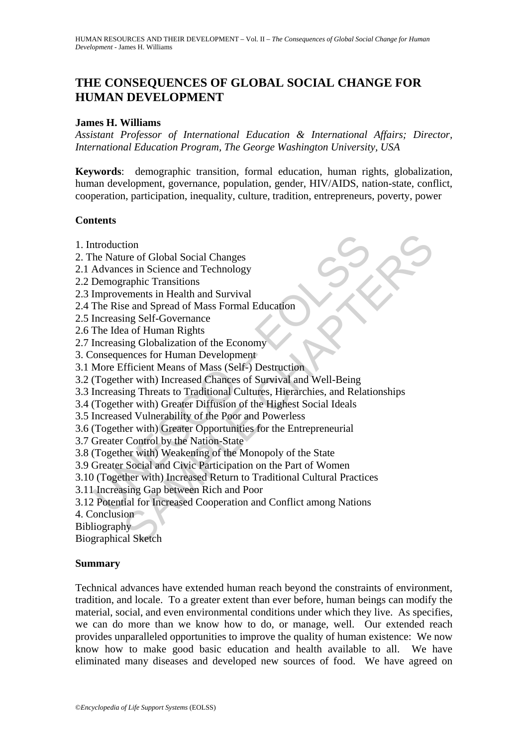# THE CONSEQUENCES OF GLOBAL SOCIAL CHANGE FOR HUMAN DEVELOPMENT

**James H. Williams**

*Assistant Professor of International Education & International Affairs; Director, International Education Program, The George Washington University, USA*

**Keywords**: demographic transition, formal education, human rights, globalization, human development, governance, population, gender, HIV/AIDS, nation-state, conflict, cooperation, participation, inequality, culture, tradition, entrepreneurs, poverty, power

**Contents**

1. Introduction
2. The Nature of Global Social Changes
2.1 Advances in Science and Technology
2.2 Demographic Transitions
2.3 Improvements in Health and Survival
2.4 The Rise and Spread of Mass Formal Education
2.5 Increasing Self-Governance
2.6 The Idea of Human Rights
2.7 Increasing Globalization of the Economy
3. Consequences for Human Development
3.1 More Efficient Means of Mass (Self-) Destruction
3.2 (Together with) Increased Chances of Survival and Well-Being
3.3 Increasing Threats to Traditional Cultures, Hierarchies, and Relationships
3.4 (Together with) Greater Diffusion of the Highest Social Ideals
3.5 Increased Vulnerability of the Poor and Powerless
3.6 (Together with) Greater Opportunities for the Entrepreneurial
3.7 Greater Control by the Nation-State
3.8 (Together with) Weakening of the Monopoly of the State
3.9 Greater Social and Civic Participation on the Part of Women
3.10 (Together with) Increased Return to Traditional Cultural Practices
3.11 Increasing Gap between Rich and Poor
3.12 Potential for Increased Cooperation and Conflict among Nations
4. Conclusion
Bibliography
Biographical Sketch

**Summary**

Technical advances have extended human reach beyond the constraints of environment, tradition, and locale. To a greater extent than ever before, human beings can modify the material, social, and even environmental conditions under which they live. As specifies, we can do more than we know how to do, or manage, well. Our extended reach provides unparalleled opportunities to improve the quality of human existence: We now know how to make good basic education and health available to all. We have eliminated many diseases and developed new sources of food. We have agreed on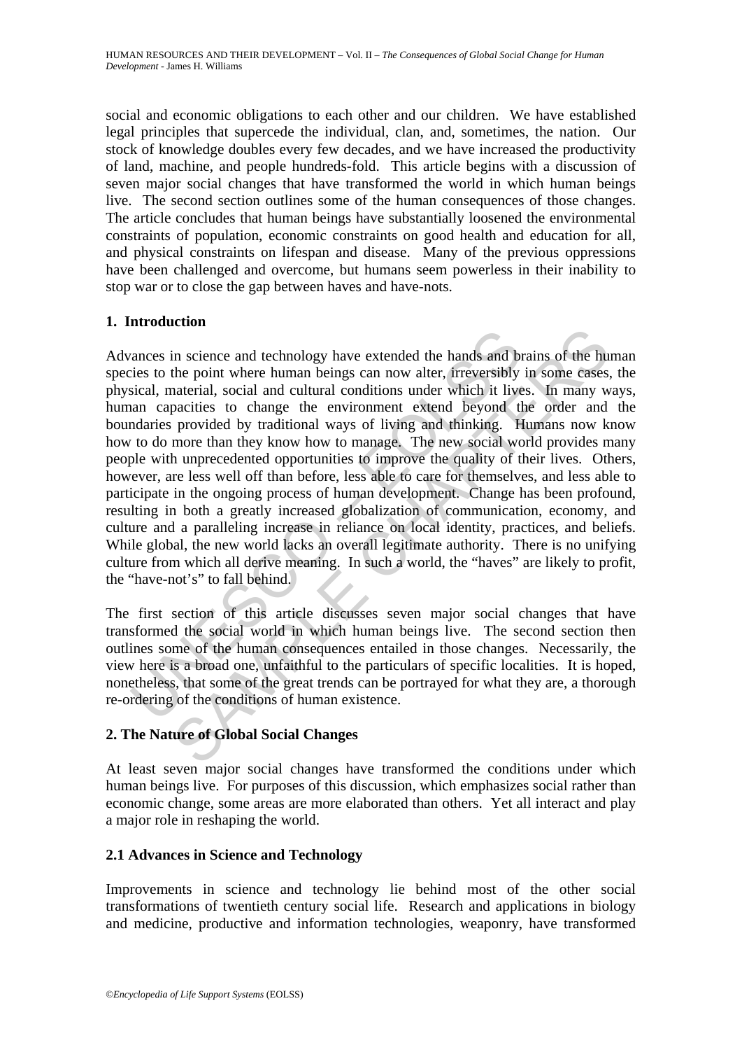social and economic obligations to each other and our children. We have established legal principles that supercede the individual, clan, and, sometimes, the nation. Our stock of knowledge doubles every few decades, and we have increased the productivity of land, machine, and people hundreds-fold. This article begins with a discussion of seven major social changes that have transformed the world in which human beings live. The second section outlines some of the human consequences of those changes. The article concludes that human beings have substantially loosened the environmental constraints of population, economic constraints on good health and education for all, and physical constraints on lifespan and disease. Many of the previous oppressions have been challenged and overcome, but humans seem powerless in their inability to stop war or to close the gap between haves and have-nots.

## 1. Introduction

Advances in science and technology have extended the hands and brains of the human species to the point where human beings can now alter, irreversibly in some cases, the physical, material, social and cultural conditions under which it lives. In many ways, human capacities to change the environment extend beyond the order and the boundaries provided by traditional ways of living and thinking. Humans now know how to do more than they know how to manage. The new social world provides many people with unprecedented opportunities to improve the quality of their lives. Others, however, are less well off than before, less able to care for themselves, and less able to participate in the ongoing process of human development. Change has been profound, resulting in both a greatly increased globalization of communication, economy, and culture and a paralleling increase in reliance on local identity, practices, and beliefs. While global, the new world lacks an overall legitimate authority. There is no unifying culture from which all derive meaning. In such a world, the "haves" are likely to profit, the "have-not's" to fall behind.

The first section of this article discusses seven major social changes that have transformed the social world in which human beings live. The second section then outlines some of the human consequences entailed in those changes. Necessarily, the view here is a broad one, unfaithful to the particulars of specific localities. It is hoped, nonetheless, that some of the great trends can be portrayed for what they are, a thorough re-ordering of the conditions of human existence.

## 2. The Nature of Global Social Changes

At least seven major social changes have transformed the conditions under which human beings live. For purposes of this discussion, which emphasizes social rather than economic change, some areas are more elaborated than others. Yet all interact and play a major role in reshaping the world.

### 2.1 Advances in Science and Technology

Improvements in science and technology lie behind most of the other social transformations of twentieth century social life. Research and applications in biology and medicine, productive and information technologies, weaponry, have transformed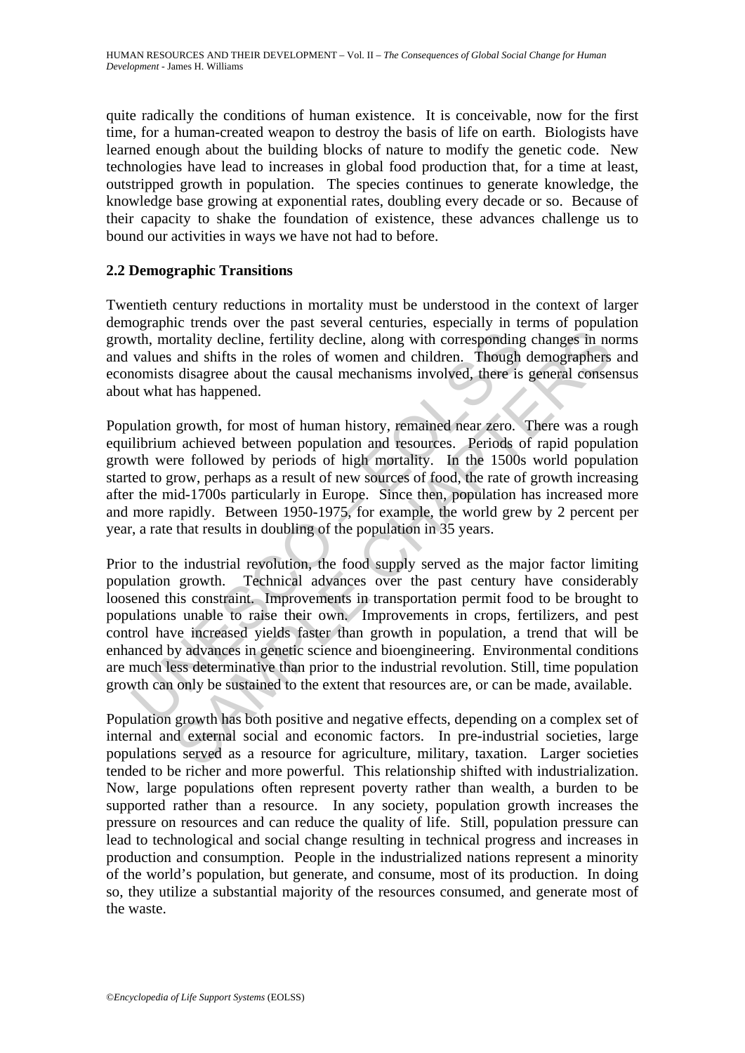quite radically the conditions of human existence. It is conceivable, now for the first time, for a human-created weapon to destroy the basis of life on earth. Biologists have learned enough about the building blocks of nature to modify the genetic code. New technologies have lead to increases in global food production that, for a time at least, outstripped growth in population. The species continues to generate knowledge, the knowledge base growing at exponential rates, doubling every decade or so. Because of their capacity to shake the foundation of existence, these advances challenge us to bound our activities in ways we have not had to before.

## 2.2 Demographic Transitions

Twentieth century reductions in mortality must be understood in the context of larger demographic trends over the past several centuries, especially in terms of population growth, mortality decline, fertility decline, along with corresponding changes in norms and values and shifts in the roles of women and children. Though demographers and economists disagree about the causal mechanisms involved, there is general consensus about what has happened.

Population growth, for most of human history, remained near zero. There was a rough equilibrium achieved between population and resources. Periods of rapid population growth were followed by periods of high mortality. In the 1500s world population started to grow, perhaps as a result of new sources of food, the rate of growth increasing after the mid-1700s particularly in Europe. Since then, population has increased more and more rapidly. Between 1950-1975, for example, the world grew by 2 percent per year, a rate that results in doubling of the population in 35 years.

Prior to the industrial revolution, the food supply served as the major factor limiting population growth. Technical advances over the past century have considerably loosened this constraint. Improvements in transportation permit food to be brought to populations unable to raise their own. Improvements in crops, fertilizers, and pest control have increased yields faster than growth in population, a trend that will be enhanced by advances in genetic science and bioengineering. Environmental conditions are much less determinative than prior to the industrial revolution. Still, time population growth can only be sustained to the extent that resources are, or can be made, available.

Population growth has both positive and negative effects, depending on a complex set of internal and external social and economic factors. In pre-industrial societies, large populations served as a resource for agriculture, military, taxation. Larger societies tended to be richer and more powerful. This relationship shifted with industrialization. Now, large populations often represent poverty rather than wealth, a burden to be supported rather than a resource. In any society, population growth increases the pressure on resources and can reduce the quality of life. Still, population pressure can lead to technological and social change resulting in technical progress and increases in production and consumption. People in the industrialized nations represent a minority of the world's population, but generate, and consume, most of its production. In doing so, they utilize a substantial majority of the resources consumed, and generate most of the waste.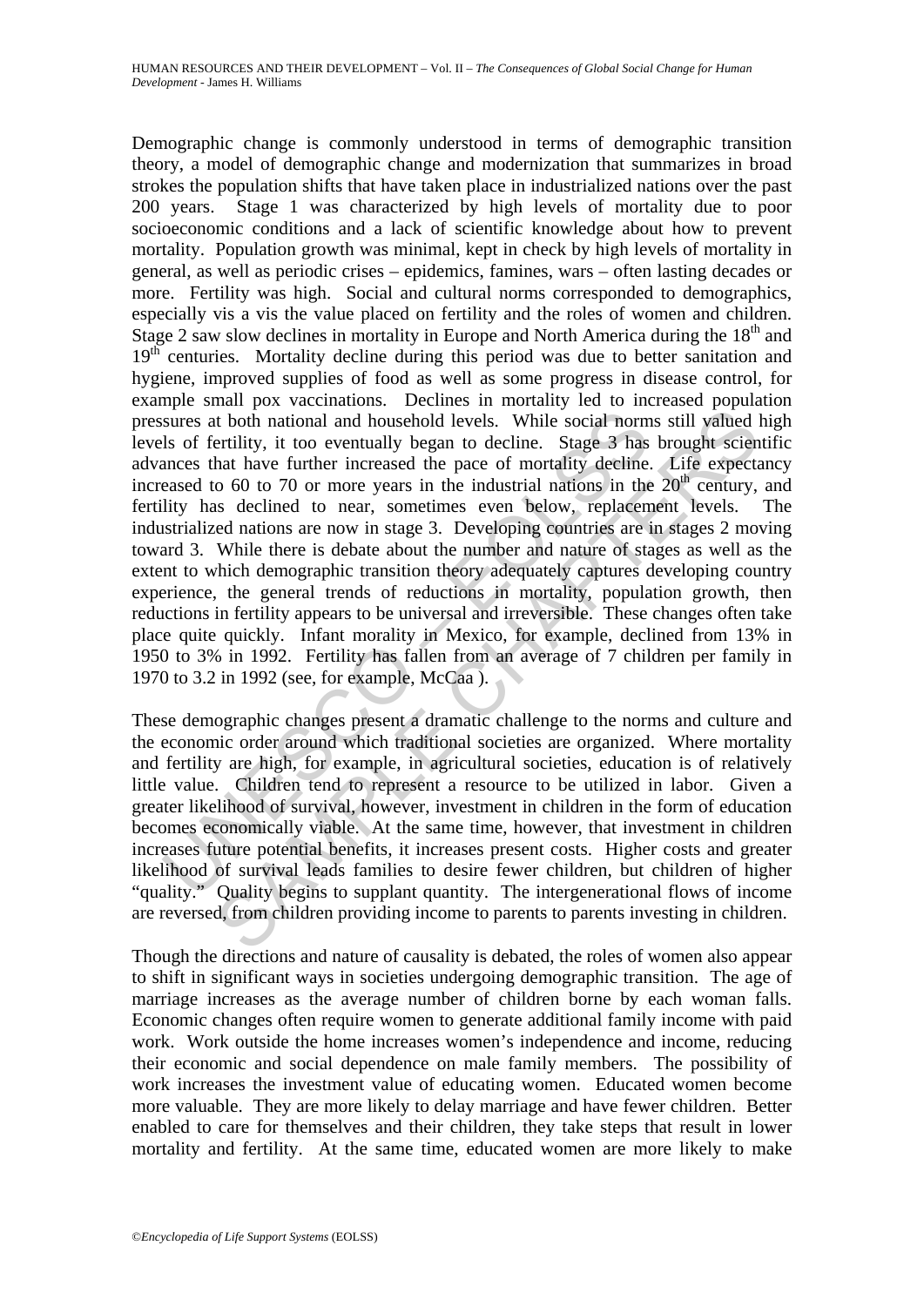Demographic change is commonly understood in terms of demographic transition theory, a model of demographic change and modernization that summarizes in broad strokes the population shifts that have taken place in industrialized nations over the past 200 years. Stage 1 was characterized by high levels of mortality due to poor socioeconomic conditions and a lack of scientific knowledge about how to prevent mortality. Population growth was minimal, kept in check by high levels of mortality in general, as well as periodic crises – epidemics, famines, wars – often lasting decades or more. Fertility was high. Social and cultural norms corresponded to demographics, especially vis a vis the value placed on fertility and the roles of women and children. Stage 2 saw slow declines in mortality in Europe and North America during the 18th and 19th centuries. Mortality decline during this period was due to better sanitation and hygiene, improved supplies of food as well as some progress in disease control, for example small pox vaccinations. Declines in mortality led to increased population pressures at both national and household levels. While social norms still valued high levels of fertility, it too eventually began to decline. Stage 3 has brought scientific advances that have further increased the pace of mortality decline. Life expectancy increased to 60 to 70 or more years in the industrial nations in the 20th century, and fertility has declined to near, sometimes even below, replacement levels. The industrialized nations are now in stage 3. Developing countries are in stages 2 moving toward 3. While there is debate about the number and nature of stages as well as the extent to which demographic transition theory adequately captures developing country experience, the general trends of reductions in mortality, population growth, then reductions in fertility appears to be universal and irreversible. These changes often take place quite quickly. Infant morality in Mexico, for example, declined from 13% in 1950 to 3% in 1992. Fertility has fallen from an average of 7 children per family in 1970 to 3.2 in 1992 (see, for example, McCaa ).

These demographic changes present a dramatic challenge to the norms and culture and the economic order around which traditional societies are organized. Where mortality and fertility are high, for example, in agricultural societies, education is of relatively little value. Children tend to represent a resource to be utilized in labor. Given a greater likelihood of survival, however, investment in children in the form of education becomes economically viable. At the same time, however, that investment in children increases future potential benefits, it increases present costs. Higher costs and greater likelihood of survival leads families to desire fewer children, but children of higher "quality." Quality begins to supplant quantity. The intergenerational flows of income are reversed, from children providing income to parents to parents investing in children.

Though the directions and nature of causality is debated, the roles of women also appear to shift in significant ways in societies undergoing demographic transition. The age of marriage increases as the average number of children borne by each woman falls. Economic changes often require women to generate additional family income with paid work. Work outside the home increases women's independence and income, reducing their economic and social dependence on male family members. The possibility of work increases the investment value of educating women. Educated women become more valuable. They are more likely to delay marriage and have fewer children. Better enabled to care for themselves and their children, they take steps that result in lower mortality and fertility. At the same time, educated women are more likely to make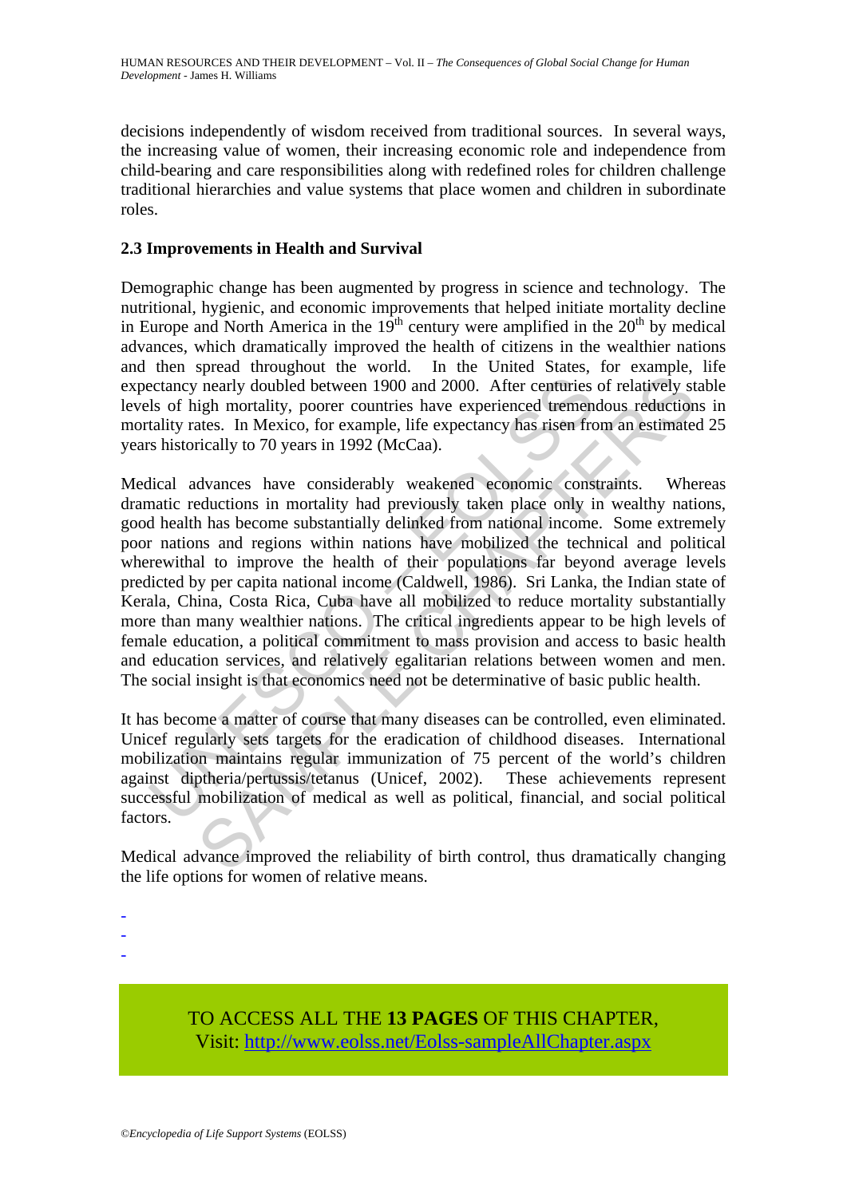decisions independently of wisdom received from traditional sources. In several ways, the increasing value of women, their increasing economic role and independence from child-bearing and care responsibilities along with redefined roles for children challenge traditional hierarchies and value systems that place women and children in subordinate roles.

### 2.3 Improvements in Health and Survival

Demographic change has been augmented by progress in science and technology. The nutritional, hygienic, and economic improvements that helped initiate mortality decline in Europe and North America in the 19th century were amplified in the 20th by medical advances, which dramatically improved the health of citizens in the wealthier nations and then spread throughout the world. In the United States, for example, life expectancy nearly doubled between 1900 and 2000. After centuries of relatively stable levels of high mortality, poorer countries have experienced tremendous reductions in mortality rates. In Mexico, for example, life expectancy has risen from an estimated 25 years historically to 70 years in 1992 (McCaa).

Medical advances have considerably weakened economic constraints. Whereas dramatic reductions in mortality had previously taken place only in wealthy nations, good health has become substantially delinked from national income. Some extremely poor nations and regions within nations have mobilized the technical and political wherewithal to improve the health of their populations far beyond average levels predicted by per capita national income (Caldwell, 1986). Sri Lanka, the Indian state of Kerala, China, Costa Rica, Cuba have all mobilized to reduce mortality substantially more than many wealthier nations. The critical ingredients appear to be high levels of female education, a political commitment to mass provision and access to basic health and education services, and relatively egalitarian relations between women and men. The social insight is that economics need not be determinative of basic public health.

It has become a matter of course that many diseases can be controlled, even eliminated. Unicef regularly sets targets for the eradication of childhood diseases. International mobilization maintains regular immunization of 75 percent of the world's children against diptheria/pertussis/tetanus (Unicef, 2002). These achievements represent successful mobilization of medical as well as political, financial, and social political factors.

Medical advance improved the reliability of birth control, thus dramatically changing the life options for women of relative means.

-
-
-

TO ACCESS ALL THE **13 PAGES** OF THIS CHAPTER,
Visit: http://www.eolss.net/Eolss-sampleAllChapter.aspx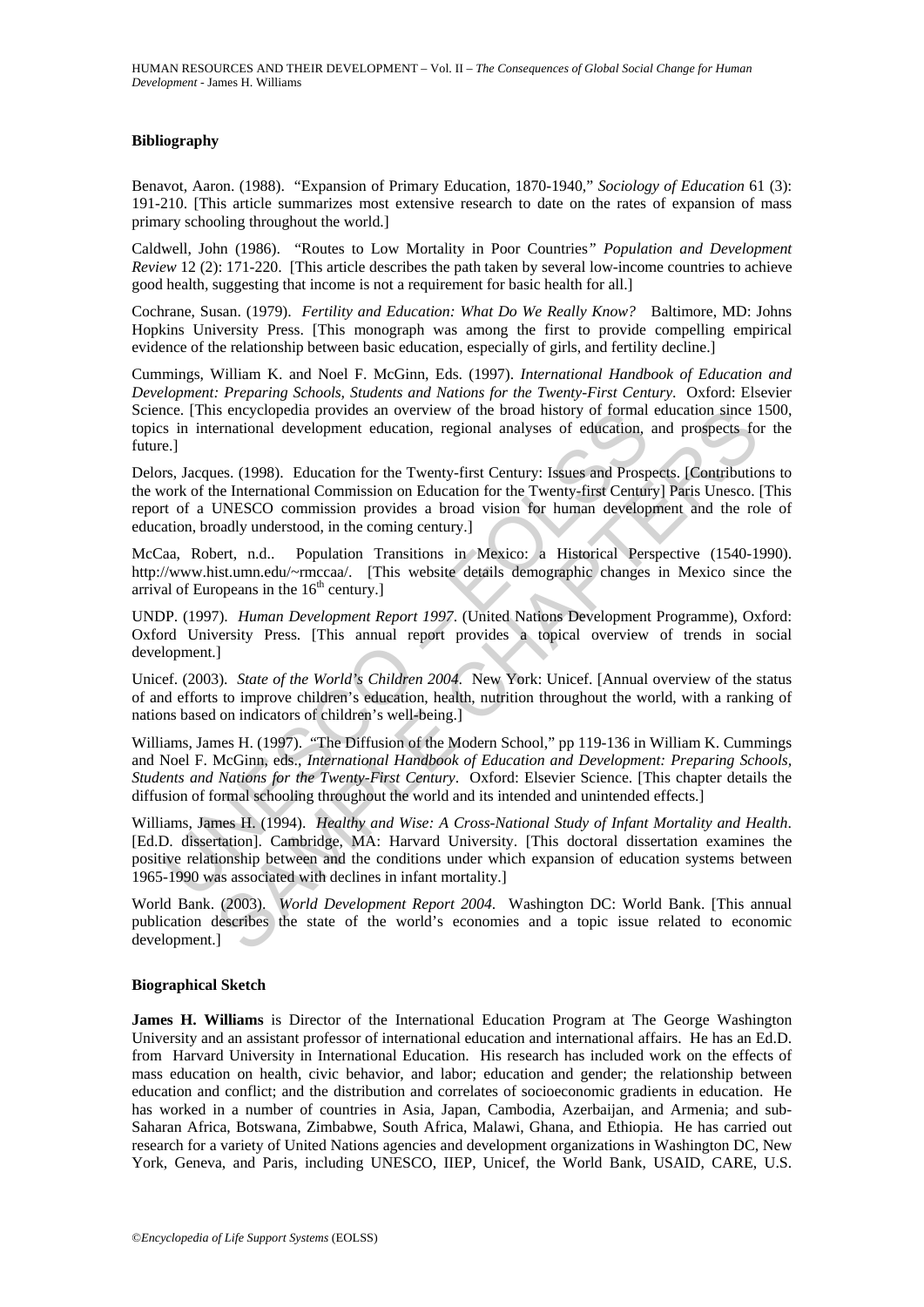### Bibliography

Benavot, Aaron. (1988). "Expansion of Primary Education, 1870-1940," *Sociology of Education* 61 (3): 191-210. [This article summarizes most extensive research to date on the rates of expansion of mass primary schooling throughout the world.]

Caldwell, John (1986). "Routes to Low Mortality in Poor Countries" *Population and Development Review* 12 (2): 171-220. [This article describes the path taken by several low-income countries to achieve good health, suggesting that income is not a requirement for basic health for all.]

Cochrane, Susan. (1979). *Fertility and Education: What Do We Really Know?* Baltimore, MD: Johns Hopkins University Press. [This monograph was among the first to provide compelling empirical evidence of the relationship between basic education, especially of girls, and fertility decline.]

Cummings, William K. and Noel F. McGinn, Eds. (1997). *International Handbook of Education and Development: Preparing Schools, Students and Nations for the Twenty-First Century*. Oxford: Elsevier Science. [This encyclopedia provides an overview of the broad history of formal education since 1500, topics in international development education, regional analyses of education, and prospects for the future.]

Delors, Jacques. (1998). Education for the Twenty-first Century: Issues and Prospects. [Contributions to the work of the International Commission on Education for the Twenty-first Century] Paris Unesco. [This report of a UNESCO commission provides a broad vision for human development and the role of education, broadly understood, in the coming century.]

McCaa, Robert, n.d.. Population Transitions in Mexico: a Historical Perspective (1540-1990). http://www.hist.umn.edu/~rmccaa/. [This website details demographic changes in Mexico since the arrival of Europeans in the 16th century.]

UNDP. (1997). *Human Development Report 1997*. (United Nations Development Programme), Oxford: Oxford University Press. [This annual report provides a topical overview of trends in social development.]

Unicef. (2003). *State of the World's Children 2004*. New York: Unicef. [Annual overview of the status of and efforts to improve children's education, health, nutrition throughout the world, with a ranking of nations based on indicators of children's well-being.]

Williams, James H. (1997). "The Diffusion of the Modern School," pp 119-136 in William K. Cummings and Noel F. McGinn, eds., *International Handbook of Education and Development: Preparing Schools, Students and Nations for the Twenty-First Century*. Oxford: Elsevier Science. [This chapter details the diffusion of formal schooling throughout the world and its intended and unintended effects.]

Williams, James H. (1994). *Healthy and Wise: A Cross-National Study of Infant Mortality and Health*. [Ed.D. dissertation]. Cambridge, MA: Harvard University. [This doctoral dissertation examines the positive relationship between and the conditions under which expansion of education systems between 1965-1990 was associated with declines in infant mortality.]

World Bank. (2003). *World Development Report 2004*. Washington DC: World Bank. [This annual publication describes the state of the world's economies and a topic issue related to economic development.]

### Biographical Sketch

**James H. Williams** is Director of the International Education Program at The George Washington University and an assistant professor of international education and international affairs. He has an Ed.D. from Harvard University in International Education. His research has included work on the effects of mass education on health, civic behavior, and labor; education and gender; the relationship between education and conflict; and the distribution and correlates of socioeconomic gradients in education. He has worked in a number of countries in Asia, Japan, Cambodia, Azerbaijan, and Armenia; and sub-Saharan Africa, Botswana, Zimbabwe, South Africa, Malawi, Ghana, and Ethiopia. He has carried out research for a variety of United Nations agencies and development organizations in Washington DC, New York, Geneva, and Paris, including UNESCO, IIEP, Unicef, the World Bank, USAID, CARE, U.S.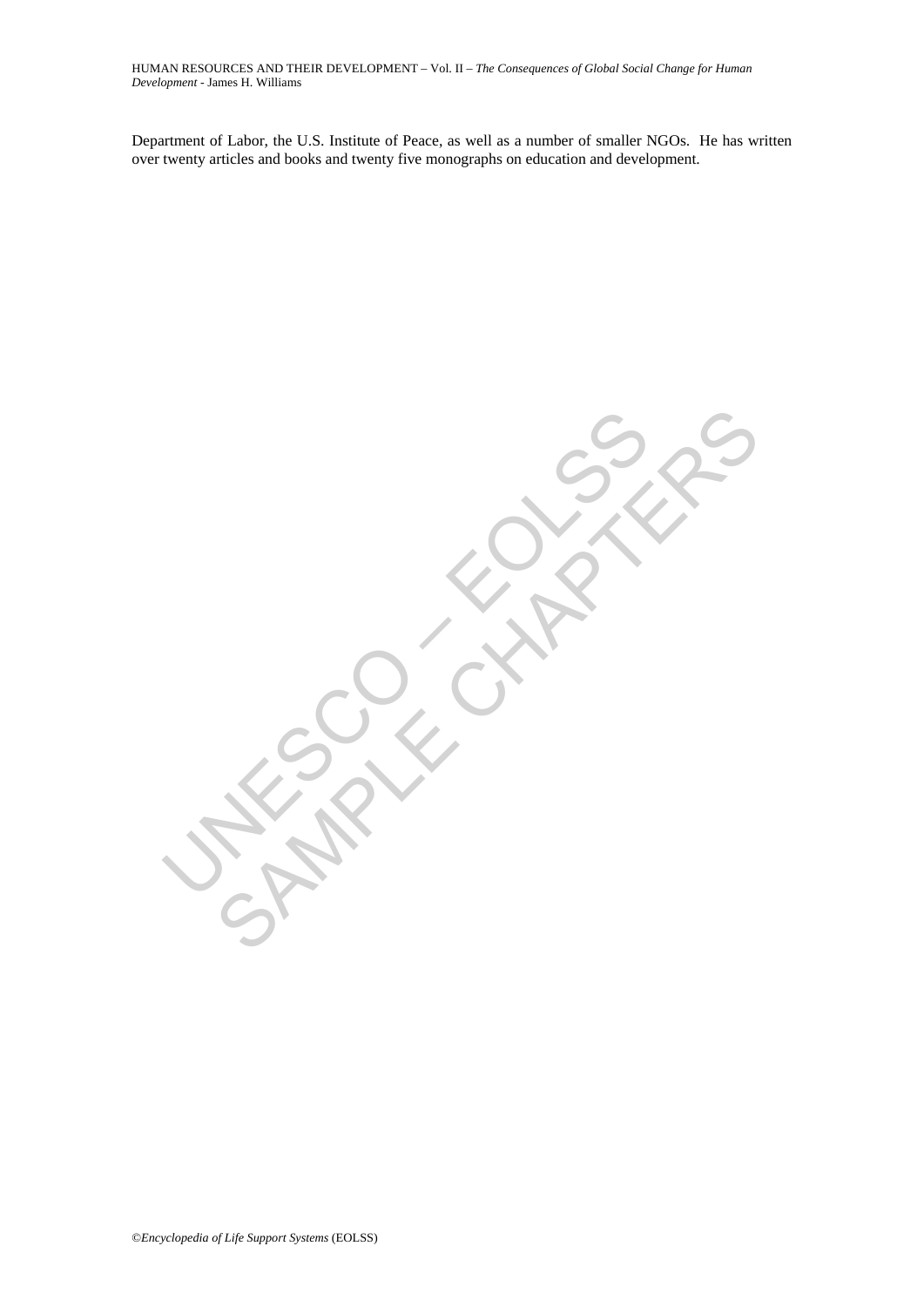Department of Labor, the U.S. Institute of Peace, as well as a number of smaller NGOs. He has written over twenty articles and books and twenty five monographs on education and development.